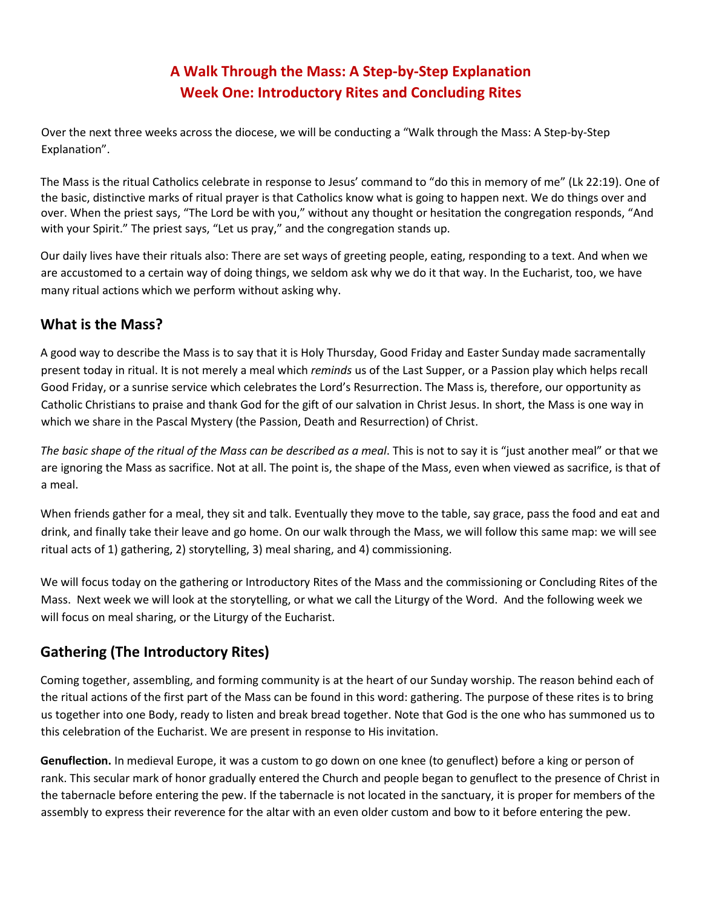# A Walk Through the Mass: A Step-by-Step Explanation
# Week One: Introductory Rites and Concluding Rites

Over the next three weeks across the diocese, we will be conducting a "Walk through the Mass: A Step-by-Step Explanation".

The Mass is the ritual Catholics celebrate in response to Jesus' command to "do this in memory of me" (Lk 22:19). One of the basic, distinctive marks of ritual prayer is that Catholics know what is going to happen next. We do things over and over. When the priest says, "The Lord be with you," without any thought or hesitation the congregation responds, "And with your Spirit." The priest says, "Let us pray," and the congregation stands up.

Our daily lives have their rituals also: There are set ways of greeting people, eating, responding to a text. And when we are accustomed to a certain way of doing things, we seldom ask why we do it that way. In the Eucharist, too, we have many ritual actions which we perform without asking why.

## What is the Mass?

A good way to describe the Mass is to say that it is Holy Thursday, Good Friday and Easter Sunday made sacramentally present today in ritual. It is not merely a meal which *reminds* us of the Last Supper, or a Passion play which helps recall Good Friday, or a sunrise service which celebrates the Lord's Resurrection. The Mass is, therefore, our opportunity as Catholic Christians to praise and thank God for the gift of our salvation in Christ Jesus. In short, the Mass is one way in which we share in the Pascal Mystery (the Passion, Death and Resurrection) of Christ.

*The basic shape of the ritual of the Mass can be described as a meal*. This is not to say it is "just another meal" or that we are ignoring the Mass as sacrifice. Not at all. The point is, the shape of the Mass, even when viewed as sacrifice, is that of a meal.

When friends gather for a meal, they sit and talk. Eventually they move to the table, say grace, pass the food and eat and drink, and finally take their leave and go home. On our walk through the Mass, we will follow this same map: we will see ritual acts of 1) gathering, 2) storytelling, 3) meal sharing, and 4) commissioning.

We will focus today on the gathering or Introductory Rites of the Mass and the commissioning or Concluding Rites of the Mass. Next week we will look at the storytelling, or what we call the Liturgy of the Word. And the following week we will focus on meal sharing, or the Liturgy of the Eucharist.

## Gathering (The Introductory Rites)

Coming together, assembling, and forming community is at the heart of our Sunday worship. The reason behind each of the ritual actions of the first part of the Mass can be found in this word: gathering. The purpose of these rites is to bring us together into one Body, ready to listen and break bread together. Note that God is the one who has summoned us to this celebration of the Eucharist. We are present in response to His invitation.

**Genuflection.** In medieval Europe, it was a custom to go down on one knee (to genuflect) before a king or person of rank. This secular mark of honor gradually entered the Church and people began to genuflect to the presence of Christ in the tabernacle before entering the pew. If the tabernacle is not located in the sanctuary, it is proper for members of the assembly to express their reverence for the altar with an even older custom and bow to it before entering the pew.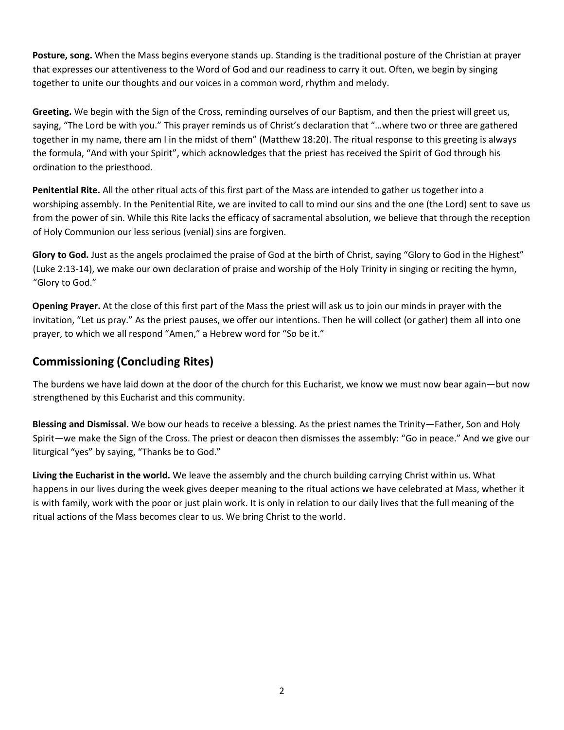**Posture, song.** When the Mass begins everyone stands up. Standing is the traditional posture of the Christian at prayer that expresses our attentiveness to the Word of God and our readiness to carry it out. Often, we begin by singing together to unite our thoughts and our voices in a common word, rhythm and melody.

**Greeting.** We begin with the Sign of the Cross, reminding ourselves of our Baptism, and then the priest will greet us, saying, "The Lord be with you." This prayer reminds us of Christ's declaration that "…where two or three are gathered together in my name, there am I in the midst of them" (Matthew 18:20). The ritual response to this greeting is always the formula, "And with your Spirit", which acknowledges that the priest has received the Spirit of God through his ordination to the priesthood.

**Penitential Rite.** All the other ritual acts of this first part of the Mass are intended to gather us together into a worshiping assembly. In the Penitential Rite, we are invited to call to mind our sins and the one (the Lord) sent to save us from the power of sin. While this Rite lacks the efficacy of sacramental absolution, we believe that through the reception of Holy Communion our less serious (venial) sins are forgiven.

**Glory to God.** Just as the angels proclaimed the praise of God at the birth of Christ, saying "Glory to God in the Highest" (Luke 2:13-14), we make our own declaration of praise and worship of the Holy Trinity in singing or reciting the hymn, "Glory to God."

**Opening Prayer.** At the close of this first part of the Mass the priest will ask us to join our minds in prayer with the invitation, "Let us pray." As the priest pauses, we offer our intentions. Then he will collect (or gather) them all into one prayer, to which we all respond "Amen," a Hebrew word for "So be it."

## Commissioning (Concluding Rites)

The burdens we have laid down at the door of the church for this Eucharist, we know we must now bear again—but now strengthened by this Eucharist and this community.

**Blessing and Dismissal.** We bow our heads to receive a blessing. As the priest names the Trinity—Father, Son and Holy Spirit—we make the Sign of the Cross. The priest or deacon then dismisses the assembly: "Go in peace." And we give our liturgical "yes" by saying, "Thanks be to God."

**Living the Eucharist in the world.** We leave the assembly and the church building carrying Christ within us. What happens in our lives during the week gives deeper meaning to the ritual actions we have celebrated at Mass, whether it is with family, work with the poor or just plain work. It is only in relation to our daily lives that the full meaning of the ritual actions of the Mass becomes clear to us. We bring Christ to the world.